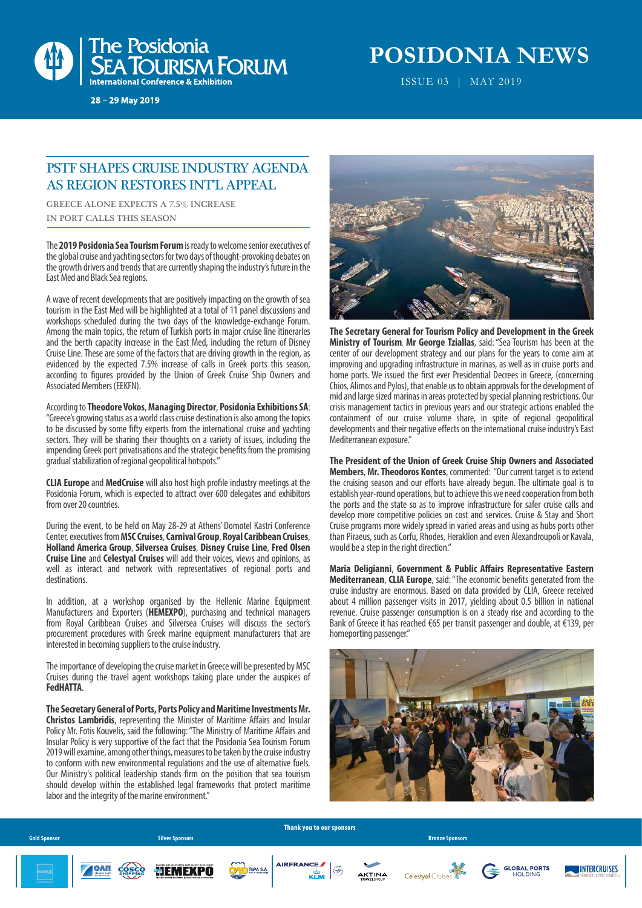# The Posidonia Sea Tourism Forum

International Conference & Exhibition

28 – 29 May 2019

# POSIDONIA NEWS

ISSUE 03 | MAY 2019

## PSTF SHAPES CRUISE INDUSTRY AGENDA AS REGION RESTORES INT'L APPEAL

### GREECE ALONE EXPECTS A 7.5% INCREASE IN PORT CALLS THIS SEASON

The **2019 Posidonia Sea Tourism Forum** is ready to welcome senior executives of the global cruise and yachting sectors for two days of thought-provoking debates on the growth drivers and trends that are currently shaping the industry's future in the East Med and Black Sea regions.

A wave of recent developments that are positively impacting on the growth of sea tourism in the East Med will be highlighted at a total of 11 panel discussions and workshops scheduled during the two days of the knowledge-exchange Forum. Among the main topics, the return of Turkish ports in major cruise line itineraries and the berth capacity increase in the East Med, including the return of Disney Cruise Line. These are some of the factors that are driving growth in the region, as evidenced by the expected 7.5% increase of calls in Greek ports this season, according to figures provided by the Union of Greek Cruise Ship Owners and Associated Members (EEKFN).

According to **Theodore Vokos**, **Managing Director**, **Posidonia Exhibitions SA**: "Greece's growing status as a world class cruise destination is also among the topics to be discussed by some fifty experts from the international cruise and yachting sectors. They will be sharing their thoughts on a variety of issues, including the impending Greek port privatisations and the strategic benefits from the promising gradual stabilization of regional geopolitical hotspots."

**CLIA Europe** and **MedCruise** will also host high profile industry meetings at the Posidonia Forum, which is expected to attract over 600 delegates and exhibitors from over 20 countries.

During the event, to be held on May 28-29 at Athens' Domotel Kastri Conference Center, executives from **MSC Cruises**, **Carnival Group**, **Royal Caribbean Cruises**, **Holland America Group**, **Silversea Cruises**, **Disney Cruise Line**, **Fred Olsen Cruise Line** and **Celestyal Cruises** will add their voices, views and opinions, as well as interact and network with representatives of regional ports and destinations.

In addition, at a workshop organised by the Hellenic Marine Equipment Manufacturers and Exporters (**HEMEXPO**), purchasing and technical managers from Royal Caribbean Cruises and Silversea Cruises will discuss the sector's procurement procedures with Greek marine equipment manufacturers that are interested in becoming suppliers to the cruise industry.

The importance of developing the cruise market in Greece will be presented by MSC Cruises during the travel agent workshops taking place under the auspices of **FedHATTA**.

**The Secretary General of Ports, Ports Policy and Maritime Investments Mr. Christos Lambridis**, representing the Minister of Maritime Affairs and Insular Policy Mr. Fotis Kouvelis, said the following: "The Ministry of Maritime Affairs and Insular Policy is very supportive of the fact that the Posidonia Sea Tourism Forum 2019 will examine, among other things, measures to be taken by the cruise industry to conform with new environmental regulations and the use of alternative fuels. Our Ministry's political leadership stands firm on the position that sea tourism should develop within the established legal frameworks that protect maritime labor and the integrity of the marine environment."

**The Secretary General for Tourism Policy and Development in the Greek Ministry of Tourism**, **Mr George Tziallas**, said: "Sea Tourism has been at the center of our development strategy and our plans for the years to come aim at improving and upgrading infrastructure in marinas, as well as in cruise ports and home ports. We issued the first ever Presidential Decrees in Greece, (concerning Chios, Alimos and Pylos), that enable us to obtain approvals for the development of mid and large sized marinas in areas protected by special planning restrictions. Our crisis management tactics in previous years and our strategic actions enabled the containment of our cruise volume share, in spite of regional geopolitical developments and their negative effects on the international cruise industry's East Mediterranean exposure."

**The President of the Union of Greek Cruise Ship Owners and Associated Members**, **Mr. Theodoros Kontes**, commented: "Our current target is to extend the cruising season and our efforts have already begun. The ultimate goal is to establish year-round operations, but to achieve this we need cooperation from both the ports and the state so as to improve infrastructure for safer cruise calls and develop more competitive policies on cost and services. Cruise & Stay and Short Cruise programs more widely spread in varied areas and using as hubs ports other than Piraeus, such as Corfu, Rhodes, Heraklion and even Alexandroupoli or Kavala, would be a step in the right direction."

**Maria Deligianni**, **Government & Public Affairs Representative Eastern Mediterranean**, **CLIA Europe**, said: "The economic benefits generated from the cruise industry are enormous. Based on data provided by CLIA, Greece received about 4 million passenger visits in 2017, yielding about 0.5 billion in national revenue. Cruise passenger consumption is on a steady rise and according to the Bank of Greece it has reached €65 per transit passenger and double, at €139, per homeporting passenger."

**Thank you to our sponsors**

Gold Sponsor | Silver Sponsors | Bronze Sponsors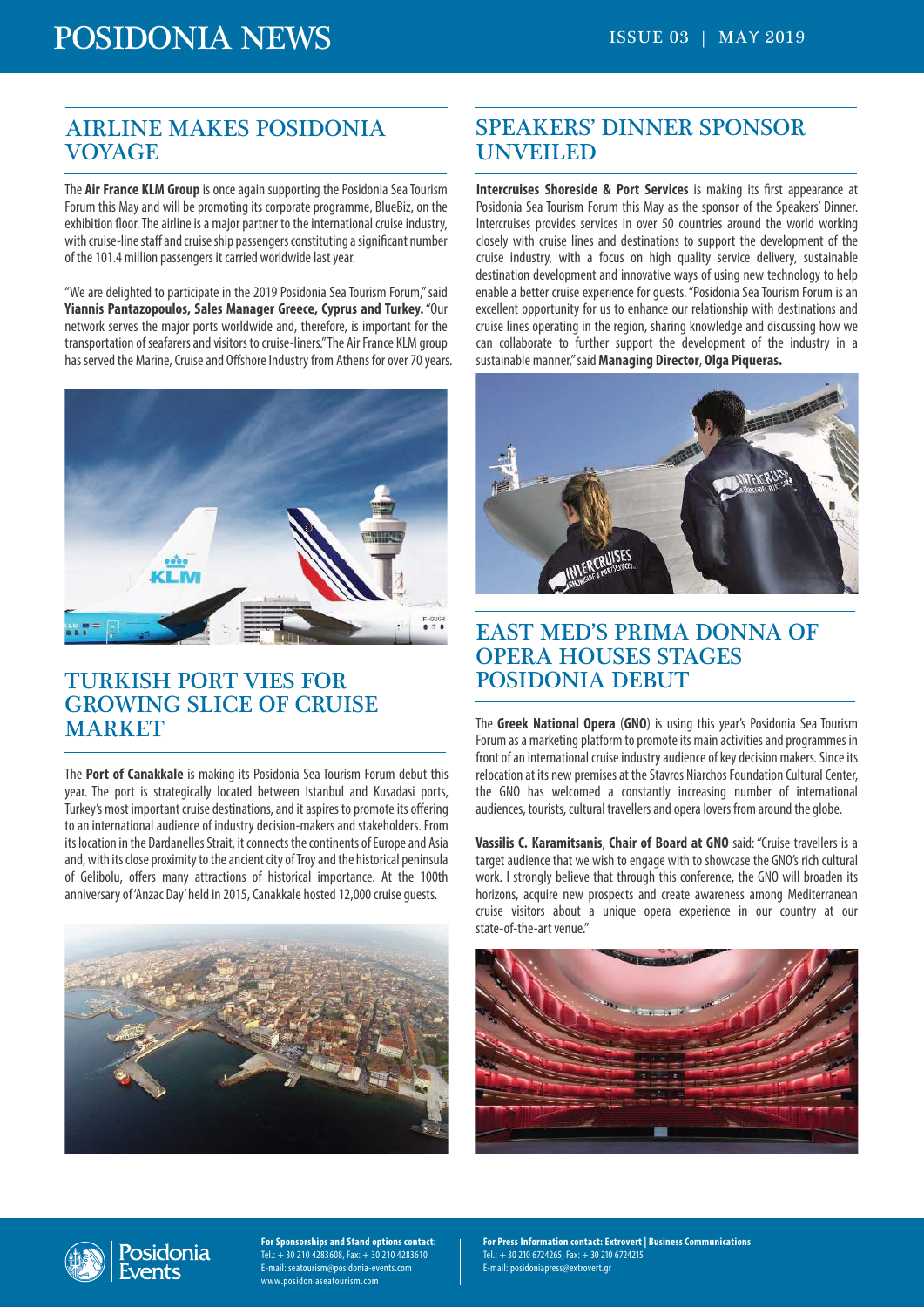## AIRLINE MAKES POSIDONIA VOYAGE

The **Air France KLM Group** is once again supporting the Posidonia Sea Tourism Forum this May and will be promoting its corporate programme, BlueBiz, on the exhibition floor. The airline is a major partner to the international cruise industry, with cruise-line staff and cruise ship passengers constituting a significant number of the 101.4 million passengers it carried worldwide last year.

"We are delighted to participate in the 2019 Posidonia Sea Tourism Forum," said **Yiannis Pantazopoulos, Sales Manager Greece, Cyprus and Turkey.** "Our network serves the major ports worldwide and, therefore, is important for the transportation of seafarers and visitors to cruise-liners." The Air France KLM group has served the Marine, Cruise and Offshore Industry from Athens for over 70 years.

## TURKISH PORT VIES FOR GROWING SLICE OF CRUISE MARKET

The **Port of Canakkale** is making its Posidonia Sea Tourism Forum debut this year. The port is strategically located between Istanbul and Kusadasi ports, Turkey's most important cruise destinations, and it aspires to promote its offering to an international audience of industry decision-makers and stakeholders. From its location in the Dardanelles Strait, it connects the continents of Europe and Asia and, with its close proximity to the ancient city of Troy and the historical peninsula of Gelibolu, offers many attractions of historical importance. At the 100th anniversary of 'Anzac Day' held in 2015, Canakkale hosted 12,000 cruise guests.

## SPEAKERS' DINNER SPONSOR UNVEILED

**Intercruises Shoreside & Port Services** is making its first appearance at Posidonia Sea Tourism Forum this May as the sponsor of the Speakers' Dinner. Intercruises provides services in over 50 countries around the world working closely with cruise lines and destinations to support the development of the cruise industry, with a focus on high quality service delivery, sustainable destination development and innovative ways of using new technology to help enable a better cruise experience for guests. "Posidonia Sea Tourism Forum is an excellent opportunity for us to enhance our relationship with destinations and cruise lines operating in the region, sharing knowledge and discussing how we can collaborate to further support the development of the industry in a sustainable manner," said **Managing Director**, **Olga Piqueras.**

## EAST MED'S PRIMA DONNA OF OPERA HOUSES STAGES POSIDONIA DEBUT

The **Greek National Opera** (**GNO**) is using this year's Posidonia Sea Tourism Forum as a marketing platform to promote its main activities and programmes in front of an international cruise industry audience of key decision makers. Since its relocation at its new premises at the Stavros Niarchos Foundation Cultural Center, the GNO has welcomed a constantly increasing number of international audiences, tourists, cultural travellers and opera lovers from around the globe.

**Vassilis C. Karamitsanis**, **Chair of Board at GNO** said: "Cruise travellers is a target audience that we wish to engage with to showcase the GNO's rich cultural work. I strongly believe that through this conference, the GNO will broaden its horizons, acquire new prospects and create awareness among Mediterranean cruise visitors about a unique opera experience in our country at our state-of-the-art venue."

**For Sponsorships and Stand options contact:**
Tel.: + 30 210 4283608, Fax: + 30 210 4283610
E-mail: seatourism@posidonia-events.com
www.posidoniaseatourism.com

**For Press Information contact: Extrovert | Business Communications**
Tel.: + 30 210 6724265, Fax: + 30 210 6724215
E-mail: posidoniapress@extrovert.gr